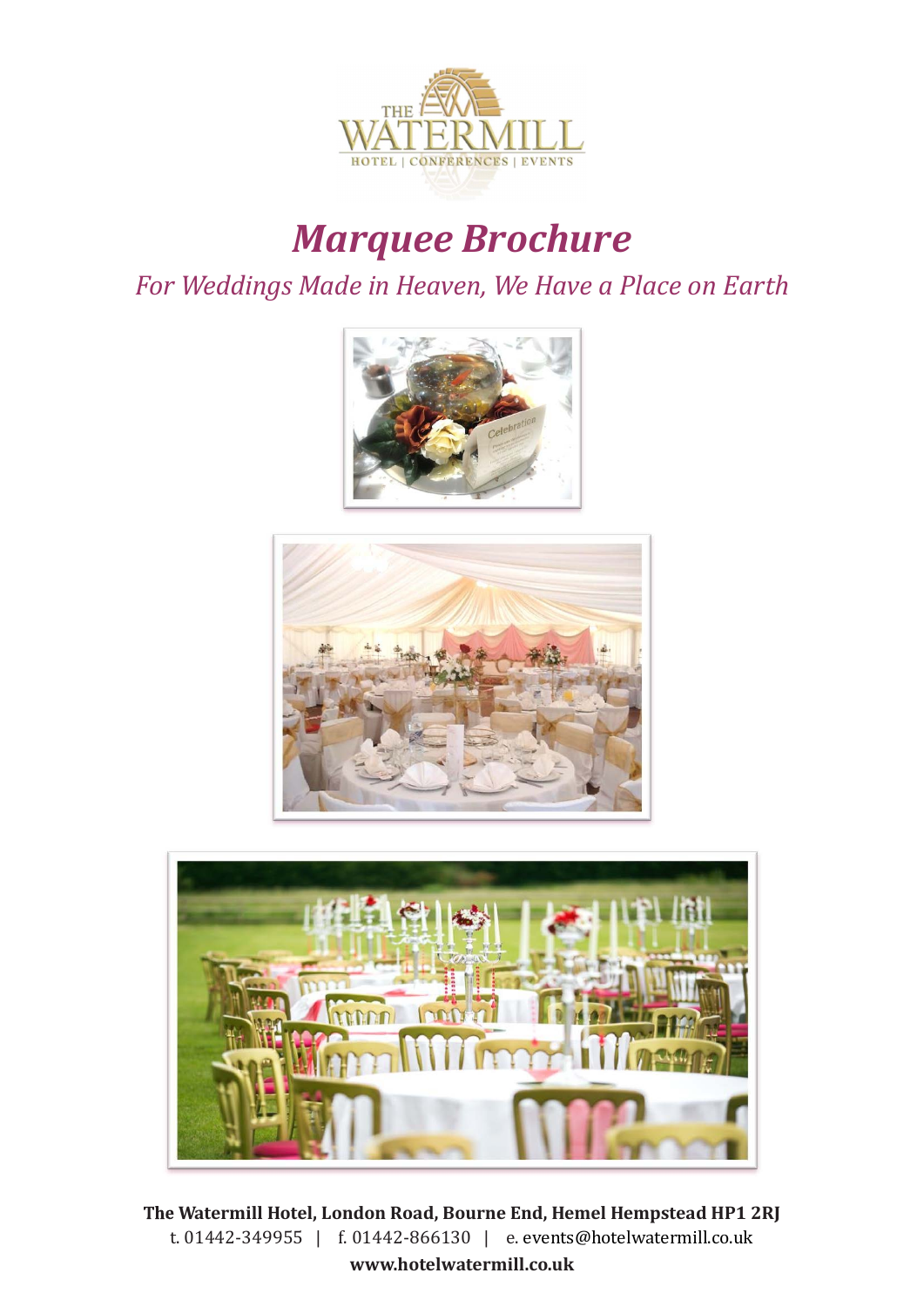THE WATERMILL

HOTEL | CONFERENCES | EVENTS

# *Marquee Brochure*

*For Weddings Made in Heaven, We Have a Place on Earth*

**The Watermill Hotel, London Road, Bourne End, Hemel Hempstead HP1 2RJ**

t. 01442-349955 | f. 01442-866130 | e. events@hotelwatermill.co.uk

**www.hotelwatermill.co.uk**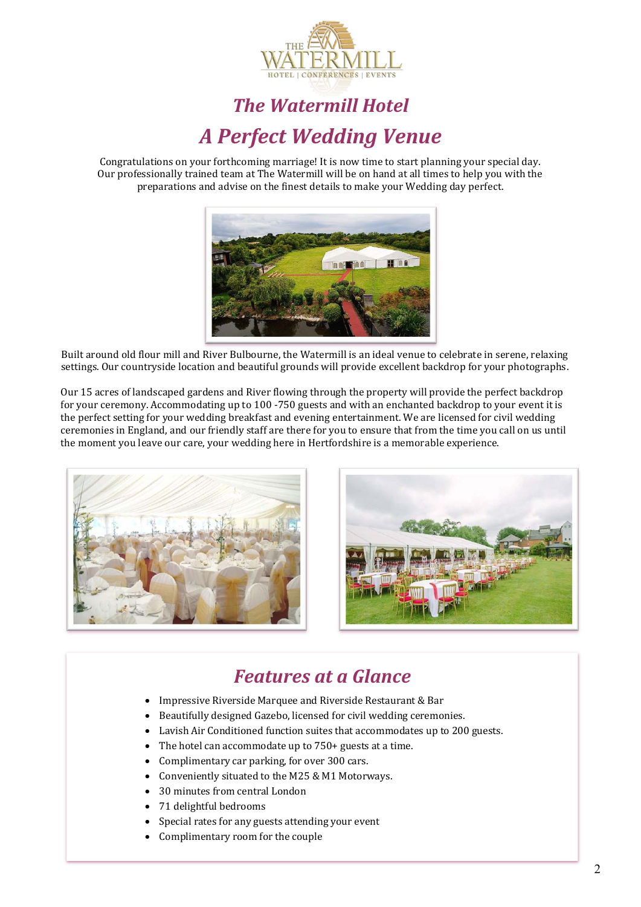# The Watermill Hotel

## A Perfect Wedding Venue

Congratulations on your forthcoming marriage! It is now time to start planning your special day. Our professionally trained team at The Watermill will be on hand at all times to help you with the preparations and advise on the finest details to make your Wedding day perfect.

Built around old flour mill and River Bulbourne, the Watermill is an ideal venue to celebrate in serene, relaxing settings. Our countryside location and beautiful grounds will provide excellent backdrop for your photographs.

Our 15 acres of landscaped gardens and River flowing through the property will provide the perfect backdrop for your ceremony. Accommodating up to 100 -750 guests and with an enchanted backdrop to your event it is the perfect setting for your wedding breakfast and evening entertainment. We are licensed for civil wedding ceremonies in England, and our friendly staff are there for you to ensure that from the time you call on us until the moment you leave our care, your wedding here in Hertfordshire is a memorable experience.

## Features at a Glance

- Impressive Riverside Marquee and Riverside Restaurant & Bar
- Beautifully designed Gazebo, licensed for civil wedding ceremonies.
- Lavish Air Conditioned function suites that accommodates up to 200 guests.
- The hotel can accommodate up to 750+ guests at a time.
- Complimentary car parking, for over 300 cars.
- Conveniently situated to the M25 & M1 Motorways.
- 30 minutes from central London
- 71 delightful bedrooms
- Special rates for any guests attending your event
- Complimentary room for the couple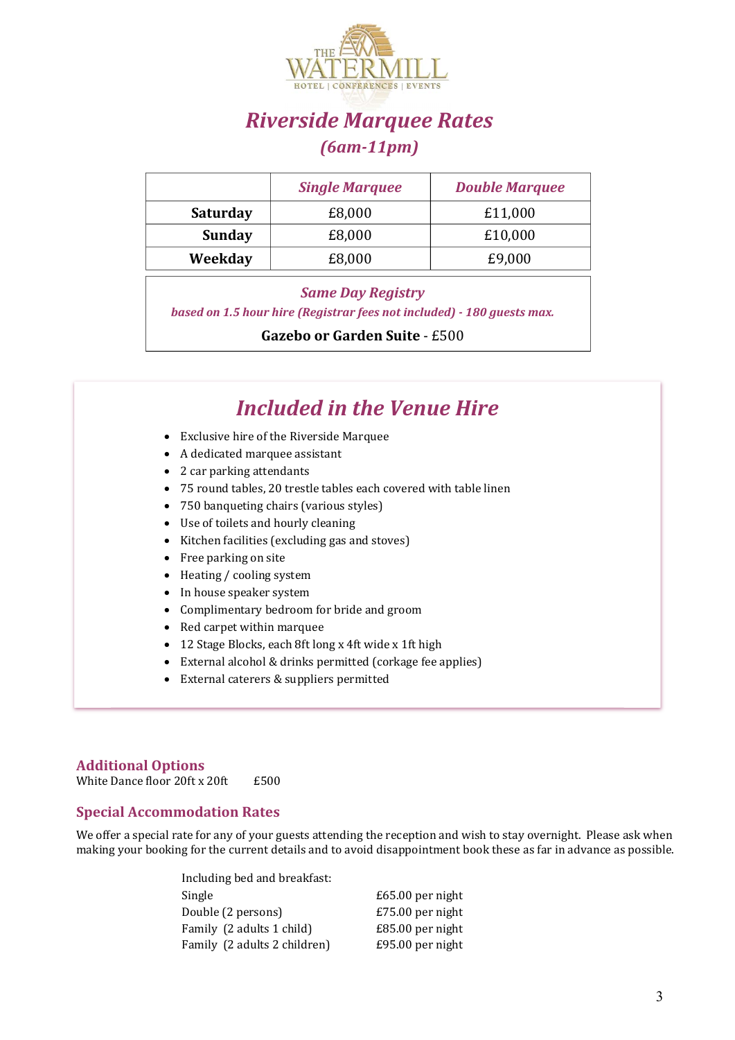THE WATERMILL
HOTEL | CONFERENCES | EVENTS

# *Riverside Marquee Rates*

## *(6am-11pm)*

| | *Single Marquee* | *Double Marquee* |
|---|---|---|
| **Saturday** | £8,000 | £11,000 |
| **Sunday** | £8,000 | £10,000 |
| **Weekday** | £8,000 | £9,000 |

### *Same Day Registry*

***based on 1.5 hour hire (Registrar fees not included) - 180 guests max.***

**Gazebo or Garden Suite** - £500

## *Included in the Venue Hire*

- Exclusive hire of the Riverside Marquee
- A dedicated marquee assistant
- 2 car parking attendants
- 75 round tables, 20 trestle tables each covered with table linen
- 750 banqueting chairs (various styles)
- Use of toilets and hourly cleaning
- Kitchen facilities (excluding gas and stoves)
- Free parking on site
- Heating / cooling system
- In house speaker system
- Complimentary bedroom for bride and groom
- Red carpet within marquee
- 12 Stage Blocks, each 8ft long x 4ft wide x 1ft high
- External alcohol & drinks permitted (corkage fee applies)
- External caterers & suppliers permitted

### Additional Options

White Dance floor 20ft x 20ft £500

### Special Accommodation Rates

We offer a special rate for any of your guests attending the reception and wish to stay overnight. Please ask when making your booking for the current details and to avoid disappointment book these as far in advance as possible.

Including bed and breakfast:

| | |
|---|---|
| Single | £65.00 per night |
| Double (2 persons) | £75.00 per night |
| Family (2 adults 1 child) | £85.00 per night |
| Family (2 adults 2 children) | £95.00 per night |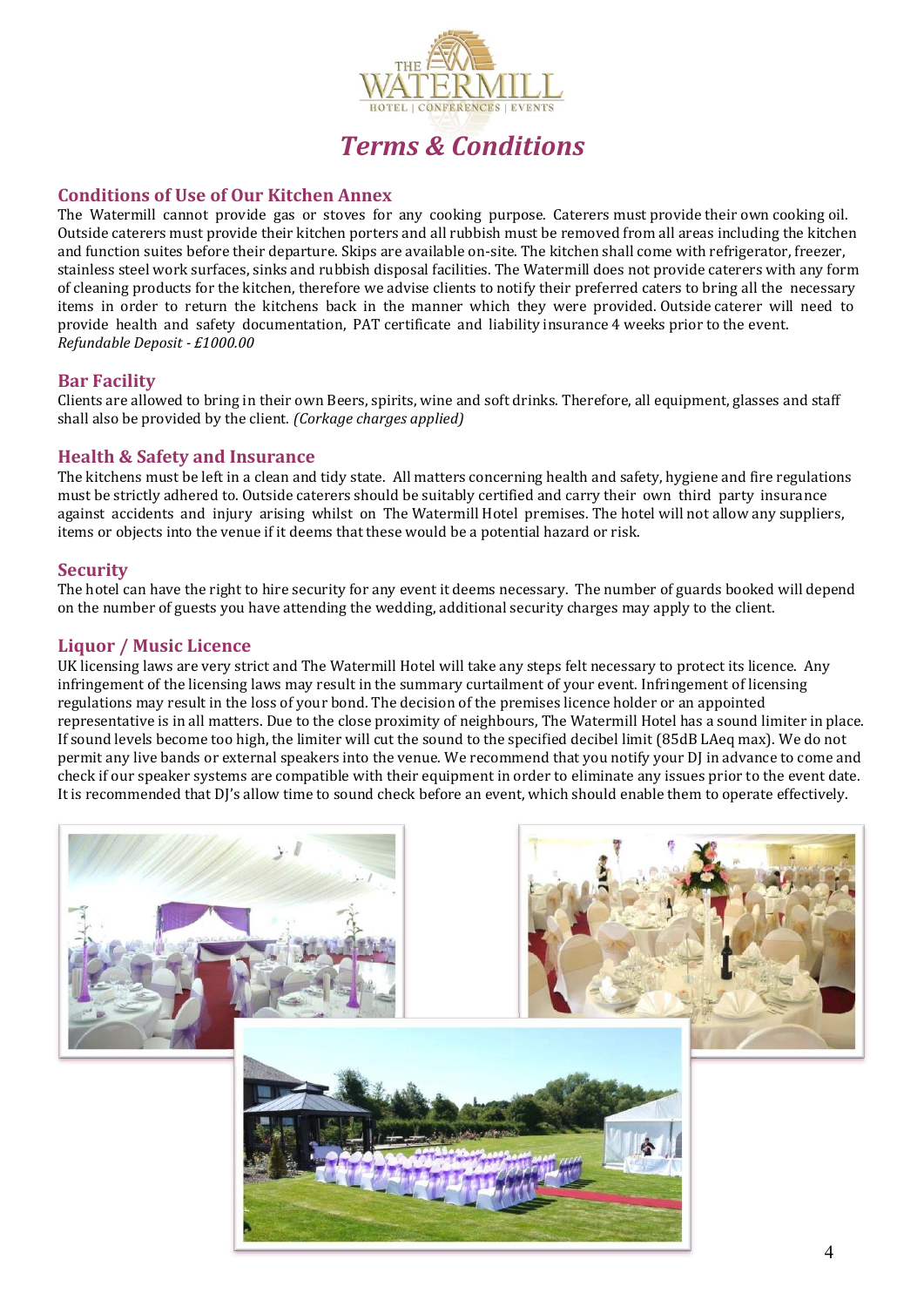THE WATERMILL

HOTEL | CONFERENCES | EVENTS

# *Terms & Conditions*

## Conditions of Use of Our Kitchen Annex

The Watermill cannot provide gas or stoves for any cooking purpose. Caterers must provide their own cooking oil. Outside caterers must provide their kitchen porters and all rubbish must be removed from all areas including the kitchen and function suites before their departure. Skips are available on-site. The kitchen shall come with refrigerator, freezer, stainless steel work surfaces, sinks and rubbish disposal facilities. The Watermill does not provide caterers with any form of cleaning products for the kitchen, therefore we advise clients to notify their preferred caters to bring all the necessary items in order to return the kitchens back in the manner which they were provided. Outside caterer will need to provide health and safety documentation, PAT certificate and liability insurance 4 weeks prior to the event.
*Refundable Deposit - £1000.00*

## Bar Facility

Clients are allowed to bring in their own Beers, spirits, wine and soft drinks. Therefore, all equipment, glasses and staff shall also be provided by the client. *(Corkage charges applied)*

## Health & Safety and Insurance

The kitchens must be left in a clean and tidy state. All matters concerning health and safety, hygiene and fire regulations must be strictly adhered to. Outside caterers should be suitably certified and carry their own third party insurance against accidents and injury arising whilst on The Watermill Hotel premises. The hotel will not allow any suppliers, items or objects into the venue if it deems that these would be a potential hazard or risk.

## Security

The hotel can have the right to hire security for any event it deems necessary. The number of guards booked will depend on the number of guests you have attending the wedding, additional security charges may apply to the client.

## Liquor / Music Licence

UK licensing laws are very strict and The Watermill Hotel will take any steps felt necessary to protect its licence. Any infringement of the licensing laws may result in the summary curtailment of your event. Infringement of licensing regulations may result in the loss of your bond. The decision of the premises licence holder or an appointed representative is in all matters. Due to the close proximity of neighbours, The Watermill Hotel has a sound limiter in place. If sound levels become too high, the limiter will cut the sound to the specified decibel limit (85dB LAeq max). We do not permit any live bands or external speakers into the venue. We recommend that you notify your DJ in advance to come and check if our speaker systems are compatible with their equipment in order to eliminate any issues prior to the event date. It is recommended that DJ's allow time to sound check before an event, which should enable them to operate effectively.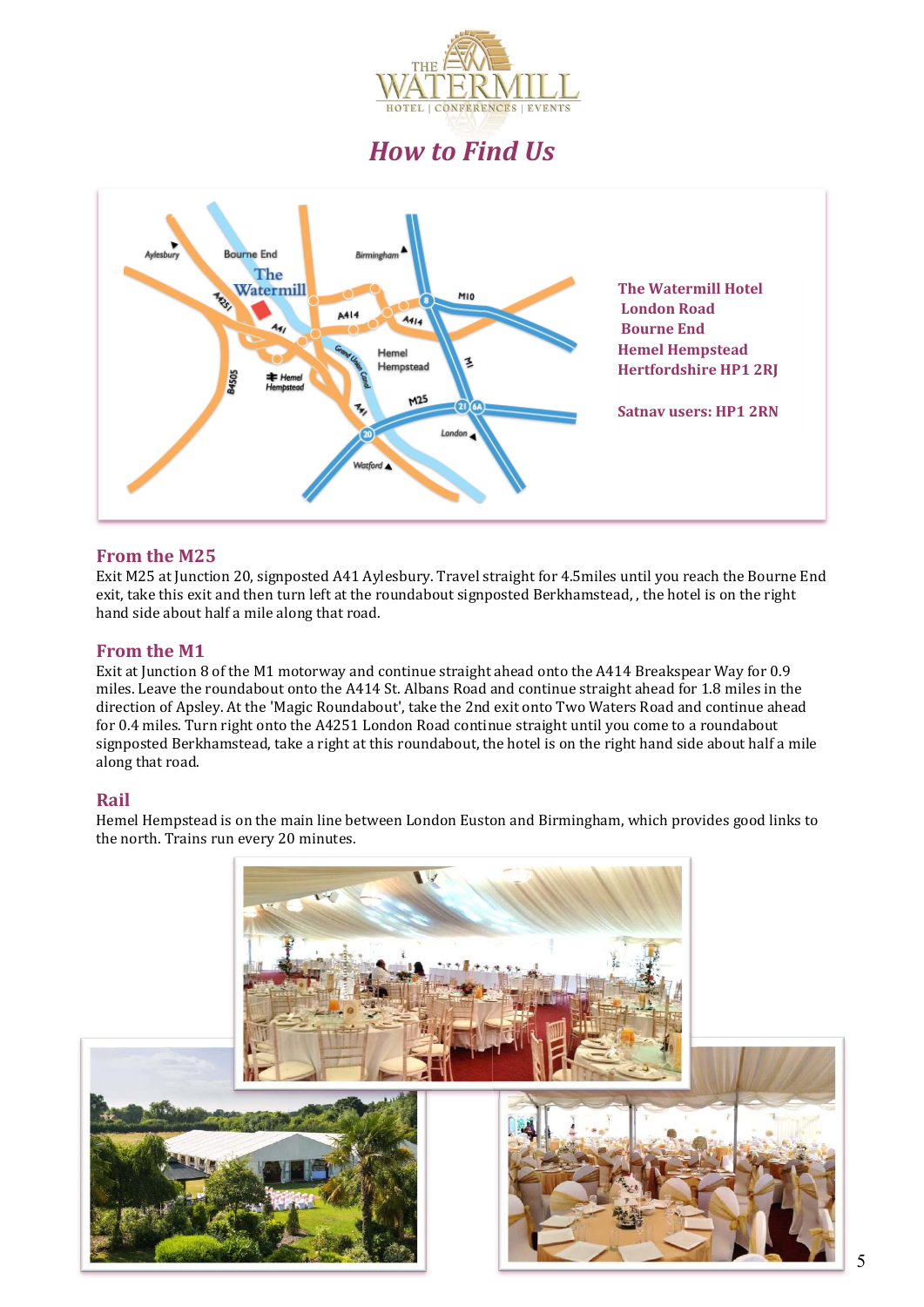THE WATERMILL
HOTEL | CONFERENCES | EVENTS

# *How to Find Us*

Aylesbury
Bourne End
The Watermill
Birmingham
A4251
A41
A414
M10
8
A414
Grand Union Canal
Hemel Hempstead
M1
B4505
Hemel Hempstead
A41
M25
21
6A
20
London
Watford

**The Watermill Hotel**
**London Road**
**Bourne End**
**Hemel Hempstead**
**Hertfordshire HP1 2RJ**

**Satnav users: HP1 2RN**

## From the M25

Exit M25 at Junction 20, signposted A41 Aylesbury. Travel straight for 4.5miles until you reach the Bourne End exit, take this exit and then turn left at the roundabout signposted Berkhamstead, , the hotel is on the right hand side about half a mile along that road.

## From the M1

Exit at Junction 8 of the M1 motorway and continue straight ahead onto the A414 Breakspear Way for 0.9 miles. Leave the roundabout onto the A414 St. Albans Road and continue straight ahead for 1.8 miles in the direction of Apsley. At the 'Magic Roundabout', take the 2nd exit onto Two Waters Road and continue ahead for 0.4 miles. Turn right onto the A4251 London Road continue straight until you come to a roundabout signposted Berkhamstead, take a right at this roundabout, the hotel is on the right hand side about half a mile along that road.

## Rail

Hemel Hempstead is on the main line between London Euston and Birmingham, which provides good links to the north. Trains run every 20 minutes.